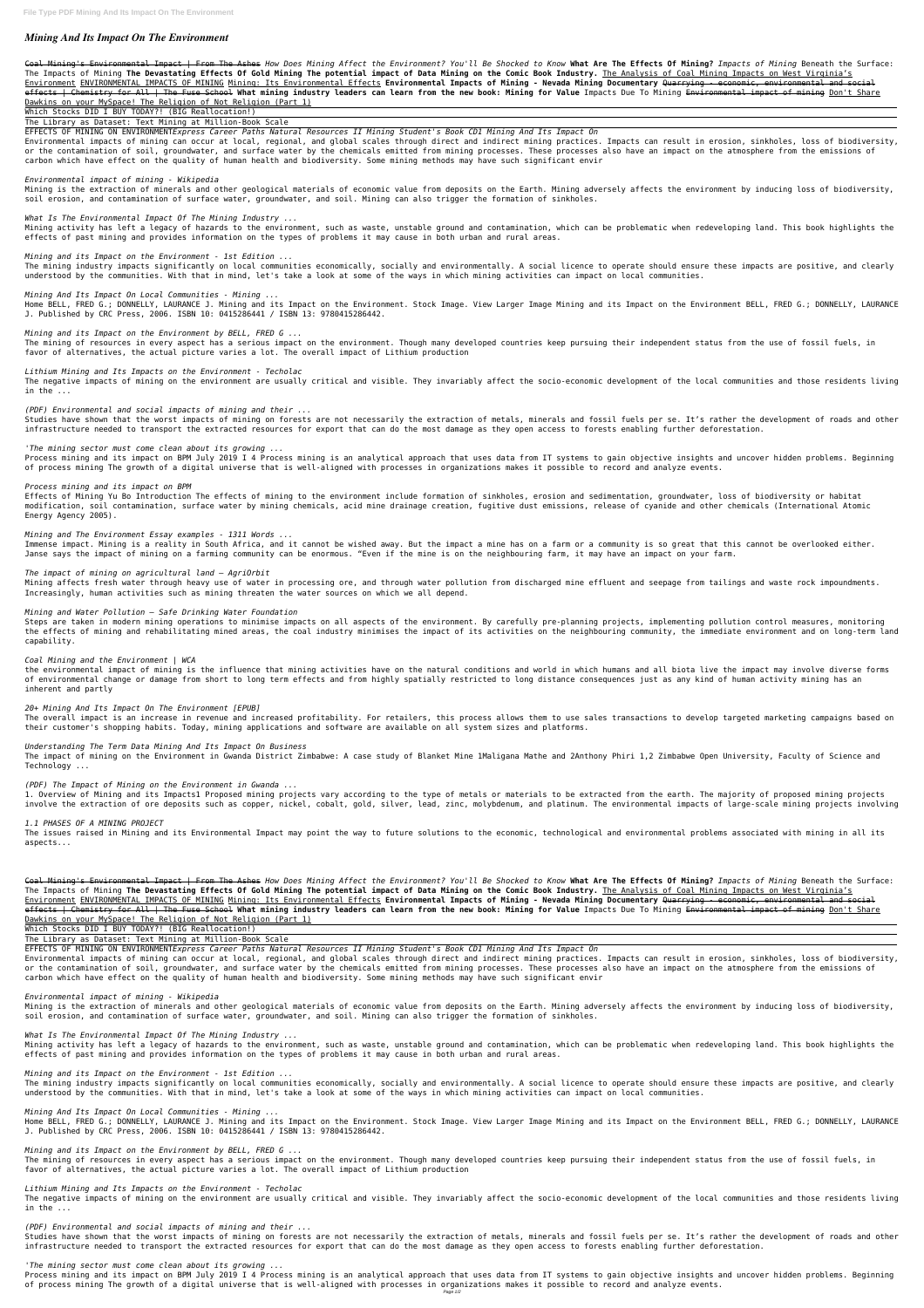# *Mining And Its Impact On The Environment*

Coal Mining's Environmental Impact | From The Ashes *How Does Mining Affect the Environment? You'll Be Shocked to Know* **What Are The Effects Of Mining?** *Impacts of Mining* Beneath the Surface: The Impacts of Mining **The Devastating Effects Of Gold Mining The potential impact of Data Mining on the Comic Book Industry.** The Analysis of Coal Mining Impacts on West Virginia's Environment ENVIRONMENTAL IMPACTS OF MINING Mining: Its Environmental Effects **Environmental Impacts of Mining - Nevada Mining Documentary** Quarrying - economic, environmental and social effects | Chemistry for All | The Fuse School **What mining industry leaders can learn from the new book: Mining for Value** Impacts Due To Mining Environmental impact of mining Don't Share Dawkins on your MySpace! The Religion of Not Religion (Part 1)

Which Stocks DID I BUY TODAY?! (BIG Reallocation!)

The Library as Dataset: Text Mining at Million-Book Scale

EFFECTS OF MINING ON ENVIRONMENT*Express Career Paths Natural Resources II Mining Student's Book CD1 Mining And Its Impact On*

Environmental impacts of mining can occur at local, regional, and global scales through direct and indirect mining practices. Impacts can result in erosion, sinkholes, loss of biodiversity, or the contamination of soil, groundwater, and surface water by the chemicals emitted from mining processes. These processes also have an impact on the atmosphere from the emissions of carbon which have effect on the quality of human health and biodiversity. Some mining methods may have such significant envir

*Environmental impact of mining - Wikipedia*

Mining is the extraction of minerals and other geological materials of economic value from deposits on the Earth. Mining adversely affects the environment by inducing loss of biodiversity, soil erosion, and contamination of surface water, groundwater, and soil. Mining can also trigger the formation of sinkholes.

*What Is The Environmental Impact Of The Mining Industry ...*

Mining activity has left a legacy of hazards to the environment, such as waste, unstable ground and contamination, which can be problematic when redeveloping land. This book highlights the effects of past mining and provides information on the types of problems it may cause in both urban and rural areas.

*Mining and its Impact on the Environment - 1st Edition ...*

The mining industry impacts significantly on local communities economically, socially and environmentally. A social licence to operate should ensure these impacts are positive, and clearly understood by the communities. With that in mind, let's take a look at some of the ways in which mining activities can impact on local communities.

*Mining And Its Impact On Local Communities - Mining ...*

Home BELL, FRED G.; DONNELLY, LAURANCE J. Mining and its Impact on the Environment. Stock Image. View Larger Image Mining and its Impact on the Environment BELL, FRED G.; DONNELLY, LAURANCE J. Published by CRC Press, 2006. ISBN 10: 0415286441 / ISBN 13: 9780415286442.

*Mining and its Impact on the Environment by BELL, FRED G ...*

The mining of resources in every aspect has a serious impact on the environment. Though many developed countries keep pursuing their independent status from the use of fossil fuels, in favor of alternatives, the actual picture varies a lot. The overall impact of Lithium production

*Lithium Mining and Its Impacts on the Environment - Techolac*

The negative impacts of mining on the environment are usually critical and visible. They invariably affect the socio-economic development of the local communities and those residents living in the ...

*(PDF) Environmental and social impacts of mining and their ...*

Studies have shown that the worst impacts of mining on forests are not necessarily the extraction of metals, minerals and fossil fuels per se. It's rather the development of roads and other infrastructure needed to transport the extracted resources for export that can do the most damage as they open access to forests enabling further deforestation.

*'The mining sector must come clean about its growing ...*

Process mining and its impact on BPM July 2019 I 4 Process mining is an analytical approach that uses data from IT systems to gain objective insights and uncover hidden problems. Beginning of process mining The growth of a digital universe that is well-aligned with processes in organizations makes it possible to record and analyze events.

*Process mining and its impact on BPM*

Effects of Mining Yu Bo Introduction The effects of mining to the environment include formation of sinkholes, erosion and sedimentation, groundwater, loss of biodiversity or habitat modification, soil contamination, surface water by mining chemicals, acid mine drainage creation, fugitive dust emissions, release of cyanide and other chemicals (International Atomic Energy Agency 2005).

*Mining and The Environment Essay examples - 1311 Words ...*

Immense impact. Mining is a reality in South Africa, and it cannot be wished away. But the impact a mine has on a farm or a community is so great that this cannot be overlooked either. Janse says the impact of mining on a farming community can be enormous. "Even if the mine is on the neighbouring farm, it may have an impact on your farm.

*The impact of mining on agricultural land – AgriOrbit*

Mining affects fresh water through heavy use of water in processing ore, and through water pollution from discharged mine effluent and seepage from tailings and waste rock impoundments. Increasingly, human activities such as mining threaten the water sources on which we all depend.

*Mining and Water Pollution — Safe Drinking Water Foundation*

Steps are taken in modern mining operations to minimise impacts on all aspects of the environment. By carefully pre-planning projects, implementing pollution control measures, monitoring the effects of mining and rehabilitating mined areas, the coal industry minimises the impact of its activities on the neighbouring community, the immediate environment and on long-term land capability.

*Coal Mining and the Environment | WCA*

the environmental impact of mining is the influence that mining activities have on the natural conditions and world in which humans and all biota live the impact may involve diverse forms of environmental change or damage from short to long term effects and from highly spatially restricted to long distance consequences just as any kind of human activity mining has an inherent and partly

*20+ Mining And Its Impact On The Environment [EPUB]*

The overall impact is an increase in revenue and increased profitability. For retailers, this process allows them to use sales transactions to develop targeted marketing campaigns based on their customer's shopping habits. Today, mining applications and software are available on all system sizes and platforms.

*Understanding The Term Data Mining And Its Impact On Business*

The impact of mining on the Environment in Gwanda District Zimbabwe: A case study of Blanket Mine 1Maligana Mathe and 2Anthony Phiri 1,2 Zimbabwe Open University, Faculty of Science and Technology ...

*(PDF) The Impact of Mining on the Environment in Gwanda ...*

1. Overview of Mining and its Impacts1 Proposed mining projects vary according to the type of metals or materials to be extracted from the earth. The majority of proposed mining projects involve the extraction of ore deposits such as copper, nickel, cobalt, gold, silver, lead, zinc, molybdenum, and platinum. The environmental impacts of large-scale mining projects involving

*1.1 PHASES OF A MINING PROJECT*

The issues raised in Mining and its Environmental Impact may point the way to future solutions to the economic, technological and environmental problems associated with mining in all its aspects...

Coal Mining's Environmental Impact | From The Ashes *How Does Mining Affect the Environment? You'll Be Shocked to Know* **What Are The Effects Of Mining?** *Impacts of Mining* Beneath the Surface: The Impacts of Mining **The Devastating Effects Of Gold Mining The potential impact of Data Mining on the Comic Book Industry.** The Analysis of Coal Mining Impacts on West Virginia's Environment ENVIRONMENTAL IMPACTS OF MINING Mining: Its Environmental Effects **Environmental Impacts of Mining - Nevada Mining Documentary** Quarrying - economic, environmental and social effects | Chemistry for All | The Fuse School **What mining industry leaders can learn from the new book: Mining for Value** Impacts Due To Mining Environmental impact of mining Don't Share Dawkins on your MySpace! The Religion of Not Religion (Part 1)

Which Stocks DID I BUY TODAY?! (BIG Reallocation!)

The Library as Dataset: Text Mining at Million-Book Scale

EFFECTS OF MINING ON ENVIRONMENT*Express Career Paths Natural Resources II Mining Student's Book CD1 Mining And Its Impact On*

Environmental impacts of mining can occur at local, regional, and global scales through direct and indirect mining practices. Impacts can result in erosion, sinkholes, loss of biodiversity, or the contamination of soil, groundwater, and surface water by the chemicals emitted from mining processes. These processes also have an impact on the atmosphere from the emissions of carbon which have effect on the quality of human health and biodiversity. Some mining methods may have such significant envir

*Environmental impact of mining - Wikipedia*

Mining is the extraction of minerals and other geological materials of economic value from deposits on the Earth. Mining adversely affects the environment by inducing loss of biodiversity, soil erosion, and contamination of surface water, groundwater, and soil. Mining can also trigger the formation of sinkholes.

*What Is The Environmental Impact Of The Mining Industry ...*

Mining activity has left a legacy of hazards to the environment, such as waste, unstable ground and contamination, which can be problematic when redeveloping land. This book highlights the effects of past mining and provides information on the types of problems it may cause in both urban and rural areas.

*Mining and its Impact on the Environment - 1st Edition ...*

The mining industry impacts significantly on local communities economically, socially and environmentally. A social licence to operate should ensure these impacts are positive, and clearly understood by the communities. With that in mind, let's take a look at some of the ways in which mining activities can impact on local communities.

*Mining And Its Impact On Local Communities - Mining ...*

Home BELL, FRED G.; DONNELLY, LAURANCE J. Mining and its Impact on the Environment. Stock Image. View Larger Image Mining and its Impact on the Environment BELL, FRED G.; DONNELLY, LAURANCE J. Published by CRC Press, 2006. ISBN 10: 0415286441 / ISBN 13: 9780415286442.

*Mining and its Impact on the Environment by BELL, FRED G ...*

The mining of resources in every aspect has a serious impact on the environment. Though many developed countries keep pursuing their independent status from the use of fossil fuels, in favor of alternatives, the actual picture varies a lot. The overall impact of Lithium production

*Lithium Mining and Its Impacts on the Environment - Techolac*

The negative impacts of mining on the environment are usually critical and visible. They invariably affect the socio-economic development of the local communities and those residents living in the ...

*(PDF) Environmental and social impacts of mining and their ...*

Studies have shown that the worst impacts of mining on forests are not necessarily the extraction of metals, minerals and fossil fuels per se. It's rather the development of roads and other infrastructure needed to transport the extracted resources for export that can do the most damage as they open access to forests enabling further deforestation.

*'The mining sector must come clean about its growing ...*

Process mining and its impact on BPM July 2019 I 4 Process mining is an analytical approach that uses data from IT systems to gain objective insights and uncover hidden problems. Beginning of process mining The growth of a digital universe that is well-aligned with processes in organizations makes it possible to record and analyze events.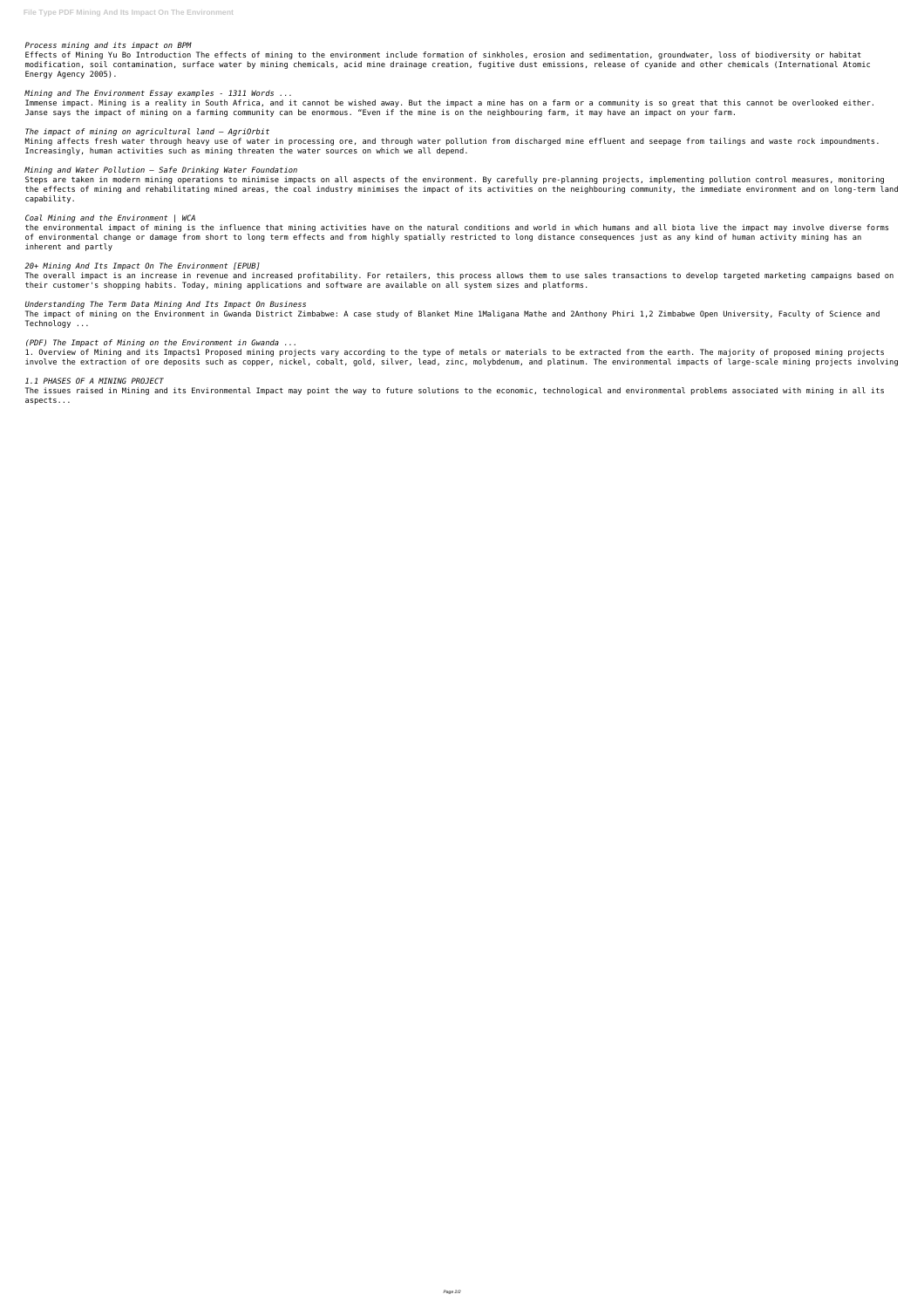*Process mining and its impact on BPM*

Effects of Mining Yu Bo Introduction The effects of mining to the environment include formation of sinkholes, erosion and sedimentation, groundwater, loss of biodiversity or habitat modification, soil contamination, surface water by mining chemicals, acid mine drainage creation, fugitive dust emissions, release of cyanide and other chemicals (International Atomic Energy Agency 2005).

*Mining and The Environment Essay examples - 1311 Words ...*

Immense impact. Mining is a reality in South Africa, and it cannot be wished away. But the impact a mine has on a farm or a community is so great that this cannot be overlooked either. Janse says the impact of mining on a farming community can be enormous. "Even if the mine is on the neighbouring farm, it may have an impact on your farm.

*The impact of mining on agricultural land – AgriOrbit*

Mining affects fresh water through heavy use of water in processing ore, and through water pollution from discharged mine effluent and seepage from tailings and waste rock impoundments. Increasingly, human activities such as mining threaten the water sources on which we all depend.

*Mining and Water Pollution — Safe Drinking Water Foundation*

Steps are taken in modern mining operations to minimise impacts on all aspects of the environment. By carefully pre-planning projects, implementing pollution control measures, monitoring the effects of mining and rehabilitating mined areas, the coal industry minimises the impact of its activities on the neighbouring community, the immediate environment and on long-term land capability.

*Coal Mining and the Environment | WCA*

the environmental impact of mining is the influence that mining activities have on the natural conditions and world in which humans and all biota live the impact may involve diverse forms of environmental change or damage from short to long term effects and from highly spatially restricted to long distance consequences just as any kind of human activity mining has an inherent and partly

*20+ Mining And Its Impact On The Environment [EPUB]*

The overall impact is an increase in revenue and increased profitability. For retailers, this process allows them to use sales transactions to develop targeted marketing campaigns based on their customer's shopping habits. Today, mining applications and software are available on all system sizes and platforms.

*Understanding The Term Data Mining And Its Impact On Business*

The impact of mining on the Environment in Gwanda District Zimbabwe: A case study of Blanket Mine 1Maligana Mathe and 2Anthony Phiri 1,2 Zimbabwe Open University, Faculty of Science and Technology ...

*(PDF) The Impact of Mining on the Environment in Gwanda ...*

1. Overview of Mining and its Impacts1 Proposed mining projects vary according to the type of metals or materials to be extracted from the earth. The majority of proposed mining projects involve the extraction of ore deposits such as copper, nickel, cobalt, gold, silver, lead, zinc, molybdenum, and platinum. The environmental impacts of large-scale mining projects involving

*1.1 PHASES OF A MINING PROJECT*

The issues raised in Mining and its Environmental Impact may point the way to future solutions to the economic, technological and environmental problems associated with mining in all its aspects...